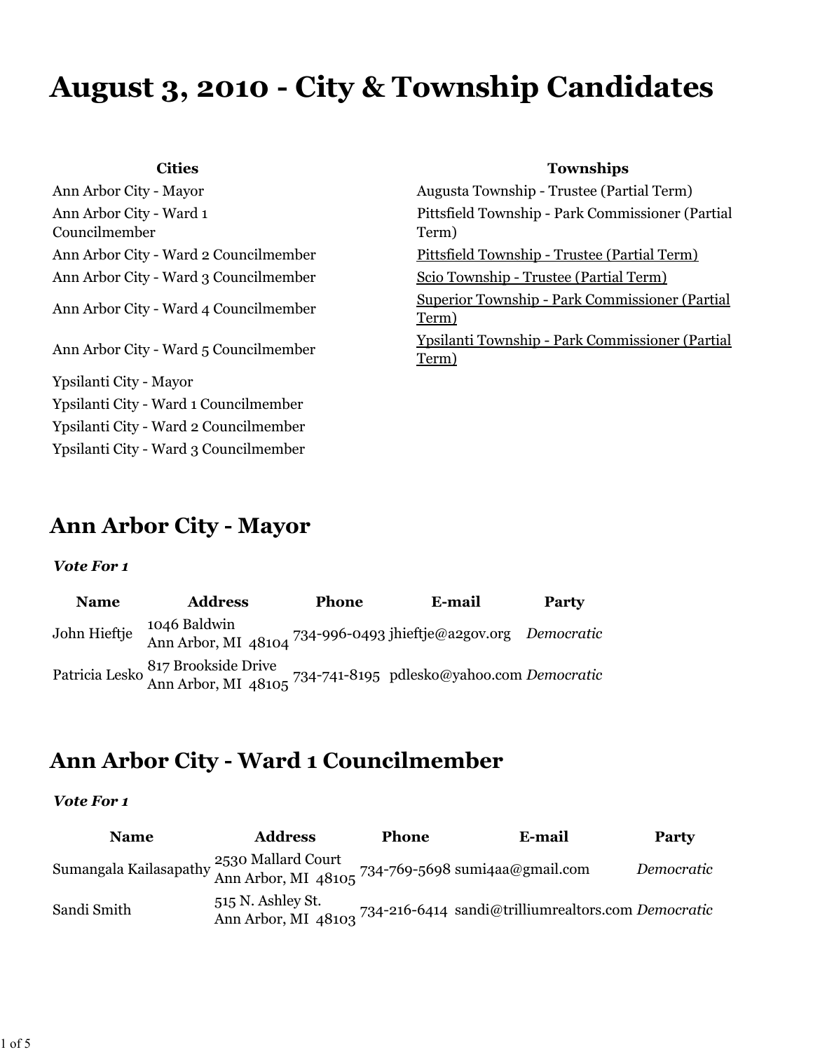# August 3, 2010 - City & Township Candidates

| Cities | Townships |
| --- | --- |
| Ann Arbor City - Mayor | Augusta Township - Trustee (Partial Term) |
| Ann Arbor City - Ward 1 Councilmember | Pittsfield Township - Park Commissioner (Partial Term) |
| Ann Arbor City - Ward 2 Councilmember | Pittsfield Township - Trustee (Partial Term) |
| Ann Arbor City - Ward 3 Councilmember | Scio Township - Trustee (Partial Term) |
| Ann Arbor City - Ward 4 Councilmember | Superior Township - Park Commissioner (Partial Term) |
| Ann Arbor City - Ward 5 Councilmember | Ypsilanti Township - Park Commissioner (Partial Term) |
| Ypsilanti City - Mayor | |
| Ypsilanti City - Ward 1 Councilmember | |
| Ypsilanti City - Ward 2 Councilmember | |
| Ypsilanti City - Ward 3 Councilmember | |

## Ann Arbor City - Mayor

***Vote For 1***

| Name | Address | Phone | E-mail | Party |
| --- | --- | --- | --- | --- |
| John Hieftje | 1046 Baldwin<br>Ann Arbor, MI 48104 | 734-996-0493 | jhieftje@a2gov.org | *Democratic* |
| Patricia Lesko | 817 Brookside Drive<br>Ann Arbor, MI 48105 | 734-741-8195 | pdlesko@yahoo.com | *Democratic* |

## Ann Arbor City - Ward 1 Councilmember

***Vote For 1***

| Name | Address | Phone | E-mail | Party |
| --- | --- | --- | --- | --- |
| Sumangala Kailasapathy | 2530 Mallard Court<br>Ann Arbor, MI 48105 | 734-769-5698 | sumi4aa@gmail.com | *Democratic* |
| Sandi Smith | 515 N. Ashley St.<br>Ann Arbor, MI 48103 | 734-216-6414 | sandi@trilliumrealtors.com | *Democratic* |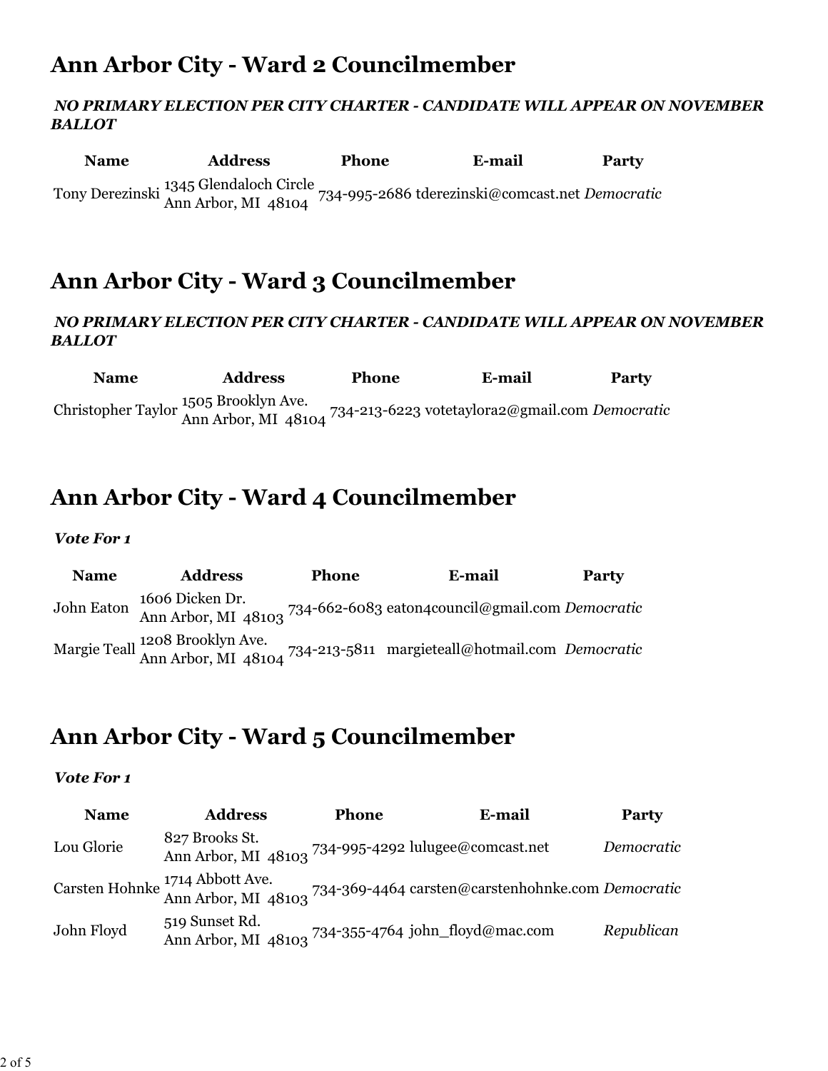# Ann Arbor City - Ward 2 Councilmember

***NO PRIMARY ELECTION PER CITY CHARTER - CANDIDATE WILL APPEAR ON NOVEMBER BALLOT***

| Name | Address | Phone | E-mail | Party |
| --- | --- | --- | --- | --- |
| Tony Derezinski | 1345 Glendaloch Circle Ann Arbor, MI 48104 | 734-995-2686 | tderezinski@comcast.net | *Democratic* |

# Ann Arbor City - Ward 3 Councilmember

***NO PRIMARY ELECTION PER CITY CHARTER - CANDIDATE WILL APPEAR ON NOVEMBER BALLOT***

| Name | Address | Phone | E-mail | Party |
| --- | --- | --- | --- | --- |
| Christopher Taylor | 1505 Brooklyn Ave. Ann Arbor, MI 48104 | 734-213-6223 | votetaylora2@gmail.com | *Democratic* |

# Ann Arbor City - Ward 4 Councilmember

***Vote For 1***

| Name | Address | Phone | E-mail | Party |
| --- | --- | --- | --- | --- |
| John Eaton | 1606 Dicken Dr. Ann Arbor, MI 48103 | 734-662-6083 | eaton4council@gmail.com | *Democratic* |
| Margie Teall | 1208 Brooklyn Ave. Ann Arbor, MI 48104 | 734-213-5811 | margieteall@hotmail.com | *Democratic* |

# Ann Arbor City - Ward 5 Councilmember

***Vote For 1***

| Name | Address | Phone | E-mail | Party |
| --- | --- | --- | --- | --- |
| Lou Glorie | 827 Brooks St. Ann Arbor, MI 48103 | 734-995-4292 | lulugee@comcast.net | *Democratic* |
| Carsten Hohnke | 1714 Abbott Ave. Ann Arbor, MI 48103 | 734-369-4464 | carsten@carstenhohnke.com | *Democratic* |
| John Floyd | 519 Sunset Rd. Ann Arbor, MI 48103 | 734-355-4764 | john_floyd@mac.com | *Republican* |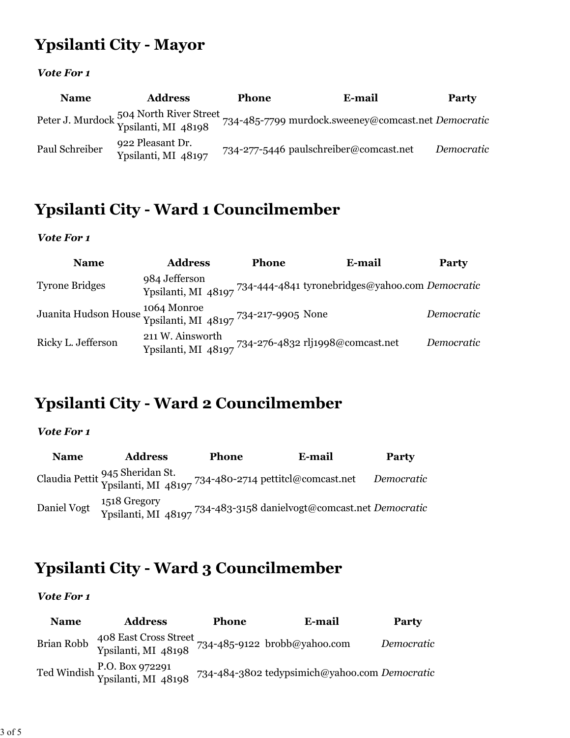## Ypsilanti City - Mayor

***Vote For 1***

| Name | Address | Phone | E-mail | Party |
| --- | --- | --- | --- | --- |
| Peter J. Murdock | 504 North River Street Ypsilanti, MI 48198 | 734-485-7799 | murdock.sweeney@comcast.net | *Democratic* |
| Paul Schreiber | 922 Pleasant Dr. Ypsilanti, MI 48197 | 734-277-5446 | paulschreiber@comcast.net | *Democratic* |

## Ypsilanti City - Ward 1 Councilmember

***Vote For 1***

| Name | Address | Phone | E-mail | Party |
| --- | --- | --- | --- | --- |
| Tyrone Bridges | 984 Jefferson Ypsilanti, MI 48197 | 734-444-4841 | tyronebridges@yahoo.com | *Democratic* |
| Juanita Hudson House | 1064 Monroe Ypsilanti, MI 48197 | 734-217-9905 | None | *Democratic* |
| Ricky L. Jefferson | 211 W. Ainsworth Ypsilanti, MI 48197 | 734-276-4832 | rlj1998@comcast.net | *Democratic* |

## Ypsilanti City - Ward 2 Councilmember

***Vote For 1***

| Name | Address | Phone | E-mail | Party |
| --- | --- | --- | --- | --- |
| Claudia Pettit | 945 Sheridan St. Ypsilanti, MI 48197 | 734-480-2714 | pettitcl@comcast.net | *Democratic* |
| Daniel Vogt | 1518 Gregory Ypsilanti, MI 48197 | 734-483-3158 | danielvogt@comcast.net | *Democratic* |

## Ypsilanti City - Ward 3 Councilmember

***Vote For 1***

| Name | Address | Phone | E-mail | Party |
| --- | --- | --- | --- | --- |
| Brian Robb | 408 East Cross Street Ypsilanti, MI 48198 | 734-485-9122 | brobb@yahoo.com | *Democratic* |
| Ted Windish | P.O. Box 972291 Ypsilanti, MI 48198 | 734-484-3802 | tedypsimich@yahoo.com | *Democratic* |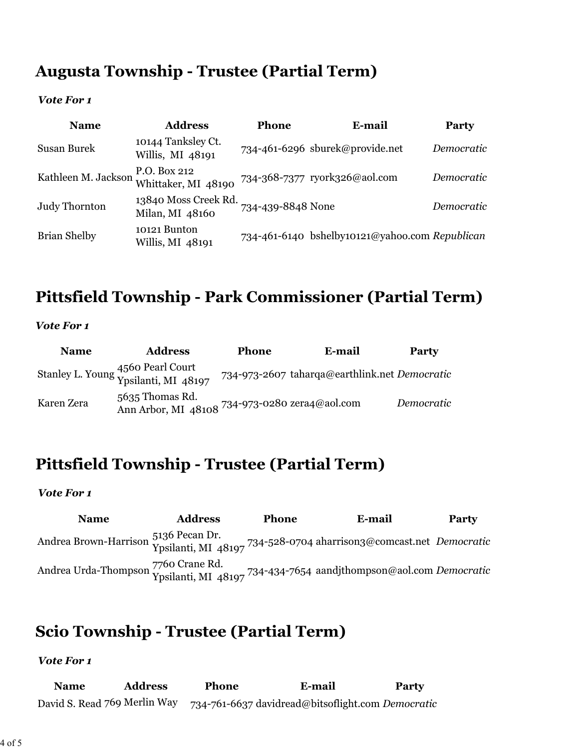## Augusta Township - Trustee (Partial Term)

***Vote For 1***

| Name | Address | Phone | E-mail | Party |
|---|---|---|---|---|
| Susan Burek | 10144 Tanksley Ct. Willis, MI 48191 | 734-461-6296 | sburek@provide.net | *Democratic* |
| Kathleen M. Jackson | P.O. Box 212 Whittaker, MI 48190 | 734-368-7377 | ryork326@aol.com | *Democratic* |
| Judy Thornton | 13840 Moss Creek Rd. Milan, MI 48160 | 734-439-8848 | None | *Democratic* |
| Brian Shelby | 10121 Bunton Willis, MI 48191 | 734-461-6140 | bshelby10121@yahoo.com | *Republican* |

## Pittsfield Township - Park Commissioner (Partial Term)

***Vote For 1***

| Name | Address | Phone | E-mail | Party |
|---|---|---|---|---|
| Stanley L. Young | 4560 Pearl Court Ypsilanti, MI 48197 | 734-973-2607 | taharqa@earthlink.net | *Democratic* |
| Karen Zera | 5635 Thomas Rd. Ann Arbor, MI 48108 | 734-973-0280 | zera4@aol.com | *Democratic* |

## Pittsfield Township - Trustee (Partial Term)

***Vote For 1***

| Name | Address | Phone | E-mail | Party |
|---|---|---|---|---|
| Andrea Brown-Harrison | 5136 Pecan Dr. Ypsilanti, MI 48197 | 734-528-0704 | aharrison3@comcast.net | *Democratic* |
| Andrea Urda-Thompson | 7760 Crane Rd. Ypsilanti, MI 48197 | 734-434-7654 | aandjthompson@aol.com | *Democratic* |

## Scio Township - Trustee (Partial Term)

***Vote For 1***

| Name | Address | Phone | E-mail | Party |
|---|---|---|---|---|
| David S. Read | 769 Merlin Way | 734-761-6637 | davidread@bitsoflight.com | *Democratic* |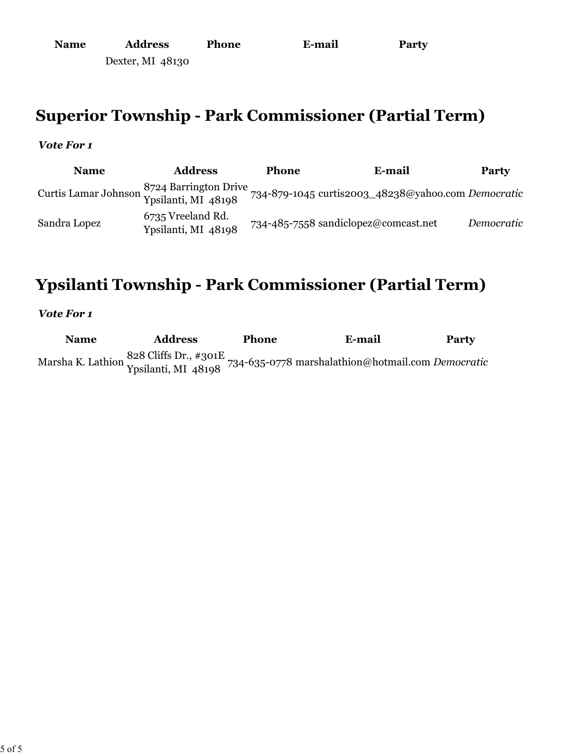| Name | Address | Phone | E-mail | Party |
|---|---|---|---|---|
| | Dexter, MI 48130 | | | |

## Superior Township - Park Commissioner (Partial Term)

***Vote For 1***

| Name | Address | Phone | E-mail | Party |
|---|---|---|---|---|
| Curtis Lamar Johnson | 8724 Barrington Drive<br>Ypsilanti, MI 48198 | 734-879-1045 | curtis2003_48238@yahoo.com | *Democratic* |
| Sandra Lopez | 6735 Vreeland Rd.<br>Ypsilanti, MI 48198 | 734-485-7558 | sandiclopez@comcast.net | *Democratic* |

## Ypsilanti Township - Park Commissioner (Partial Term)

***Vote For 1***

| Name | Address | Phone | E-mail | Party |
|---|---|---|---|---|
| Marsha K. Lathion | 828 Cliffs Dr., #301E<br>Ypsilanti, MI 48198 | 734-635-0778 | marshalathion@hotmail.com | *Democratic* |